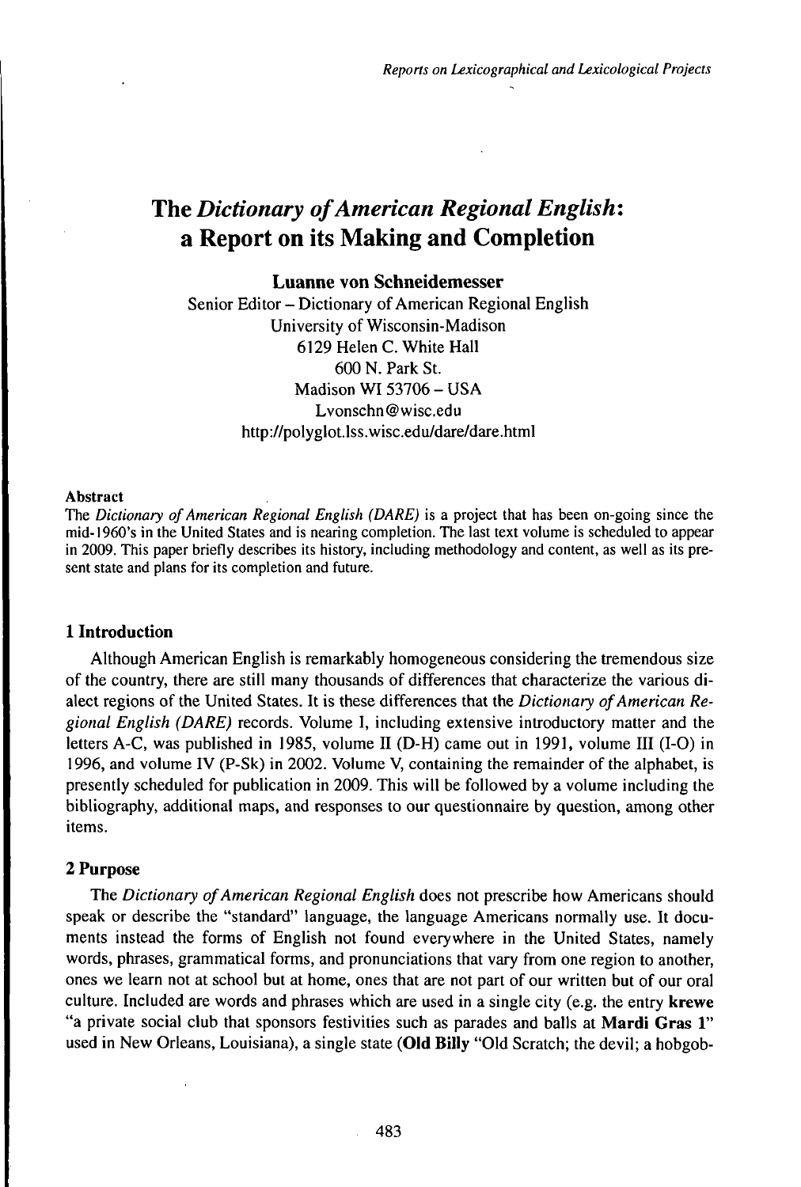# The *Dictionary of American Regional English*: a Report on its Making and Completion

**Luanne von Schneidemesser**
Senior Editor – Dictionary of American Regional English
University of Wisconsin-Madison
6129 Helen C. White Hall
600 N. Park St.
Madison WI 53706 – USA
Lvonschn@wisc.edu
http://polyglot.lss.wisc.edu/dare/dare.html

**Abstract**

The *Dictionary of American Regional English (DARE)* is a project that has been on-going since the mid-1960's in the United States and is nearing completion. The last text volume is scheduled to appear in 2009. This paper briefly describes its history, including methodology and content, as well as its present state and plans for its completion and future.

## 1 Introduction

Although American English is remarkably homogeneous considering the tremendous size of the country, there are still many thousands of differences that characterize the various dialect regions of the United States. It is these differences that the *Dictionary of American Regional English (DARE)* records. Volume I, including extensive introductory matter and the letters A-C, was published in 1985, volume II (D-H) came out in 1991, volume III (I-O) in 1996, and volume IV (P-Sk) in 2002. Volume V, containing the remainder of the alphabet, is presently scheduled for publication in 2009. This will be followed by a volume including the bibliography, additional maps, and responses to our questionnaire by question, among other items.

## 2 Purpose

The *Dictionary of American Regional English* does not prescribe how Americans should speak or describe the "standard" language, the language Americans normally use. It documents instead the forms of English not found everywhere in the United States, namely words, phrases, grammatical forms, and pronunciations that vary from one region to another, ones we learn not at school but at home, ones that are not part of our written but of our oral culture. Included are words and phrases which are used in a single city (e.g. the entry **krewe** "a private social club that sponsors festivities such as parades and balls at **Mardi Gras 1**" used in New Orleans, Louisiana), a single state (**Old Billy** "Old Scratch; the devil; a hobgob-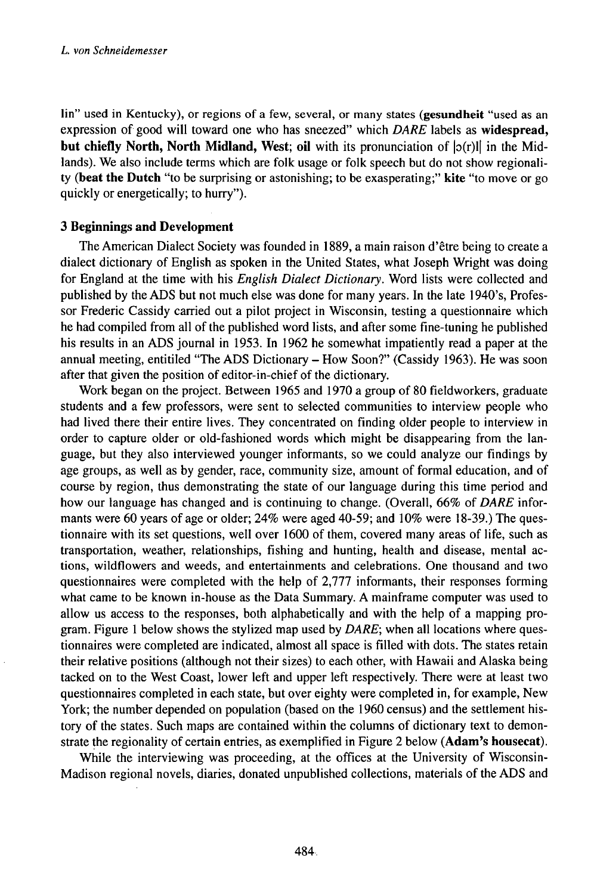lin" used in Kentucky), or regions of a few, several, or many states (**gesundheit** "used as an expression of good will toward one who has sneezed" which *DARE* labels as **widespread, but chiefly North, North Midland, West**; **oil** with its pronunciation of |ɔ(r)l| in the Midlands). We also include terms which are folk usage or folk speech but do not show regionality (**beat the Dutch** "to be surprising or astonishing; to be exasperating;" **kite** "to move or go quickly or energetically; to hurry").

### 3 Beginnings and Development

The American Dialect Society was founded in 1889, a main raison d'être being to create a dialect dictionary of English as spoken in the United States, what Joseph Wright was doing for England at the time with his *English Dialect Dictionary*. Word lists were collected and published by the ADS but not much else was done for many years. In the late 1940's, Professor Frederic Cassidy carried out a pilot project in Wisconsin, testing a questionnaire which he had compiled from all of the published word lists, and after some fine-tuning he published his results in an ADS journal in 1953. In 1962 he somewhat impatiently read a paper at the annual meeting, entitiled "The ADS Dictionary – How Soon?" (Cassidy 1963). He was soon after that given the position of editor-in-chief of the dictionary.

Work began on the project. Between 1965 and 1970 a group of 80 fieldworkers, graduate students and a few professors, were sent to selected communities to interview people who had lived there their entire lives. They concentrated on finding older people to interview in order to capture older or old-fashioned words which might be disappearing from the language, but they also interviewed younger informants, so we could analyze our findings by age groups, as well as by gender, race, community size, amount of formal education, and of course by region, thus demonstrating the state of our language during this time period and how our language has changed and is continuing to change. (Overall, 66% of *DARE* informants were 60 years of age or older; 24% were aged 40-59; and 10% were 18-39.) The questionnaire with its set questions, well over 1600 of them, covered many areas of life, such as transportation, weather, relationships, fishing and hunting, health and disease, mental actions, wildflowers and weeds, and entertainments and celebrations. One thousand and two questionnaires were completed with the help of 2,777 informants, their responses forming what came to be known in-house as the Data Summary. A mainframe computer was used to allow us access to the responses, both alphabetically and with the help of a mapping program. Figure 1 below shows the stylized map used by *DARE*; when all locations where questionnaires were completed are indicated, almost all space is filled with dots. The states retain their relative positions (although not their sizes) to each other, with Hawaii and Alaska being tacked on to the West Coast, lower left and upper left respectively. There were at least two questionnaires completed in each state, but over eighty were completed in, for example, New York; the number depended on population (based on the 1960 census) and the settlement history of the states. Such maps are contained within the columns of dictionary text to demonstrate the regionality of certain entries, as exemplified in Figure 2 below (**Adam's housecat**).

While the interviewing was proceeding, at the offices at the University of Wisconsin-Madison regional novels, diaries, donated unpublished collections, materials of the ADS and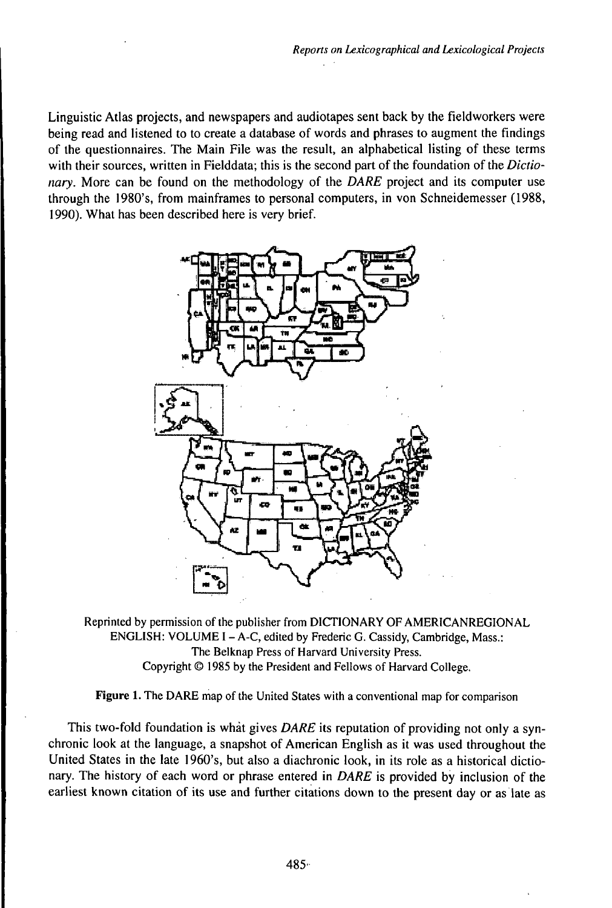Linguistic Atlas projects, and newspapers and audiotapes sent back by the fieldworkers were being read and listened to to create a database of words and phrases to augment the findings of the questionnaires. The Main File was the result, an alphabetical listing of these terms with their sources, written in Fielddata; this is the second part of the foundation of the *Dictionary*. More can be found on the methodology of the *DARE* project and its computer use through the 1980's, from mainframes to personal computers, in von Schneidemesser (1988, 1990). What has been described here is very brief.

Reprinted by permission of the publisher from DICTIONARY OF AMERICANREGIONAL ENGLISH: VOLUME I – A-C, edited by Frederic G. Cassidy, Cambridge, Mass.: The Belknap Press of Harvard University Press. Copyright © 1985 by the President and Fellows of Harvard College.

**Figure 1.** The DARE map of the United States with a conventional map for comparison

This two-fold foundation is what gives *DARE* its reputation of providing not only a synchronic look at the language, a snapshot of American English as it was used throughout the United States in the late 1960's, but also a diachronic look, in its role as a historical dictionary. The history of each word or phrase entered in *DARE* is provided by inclusion of the earliest known citation of its use and further citations down to the present day or as late as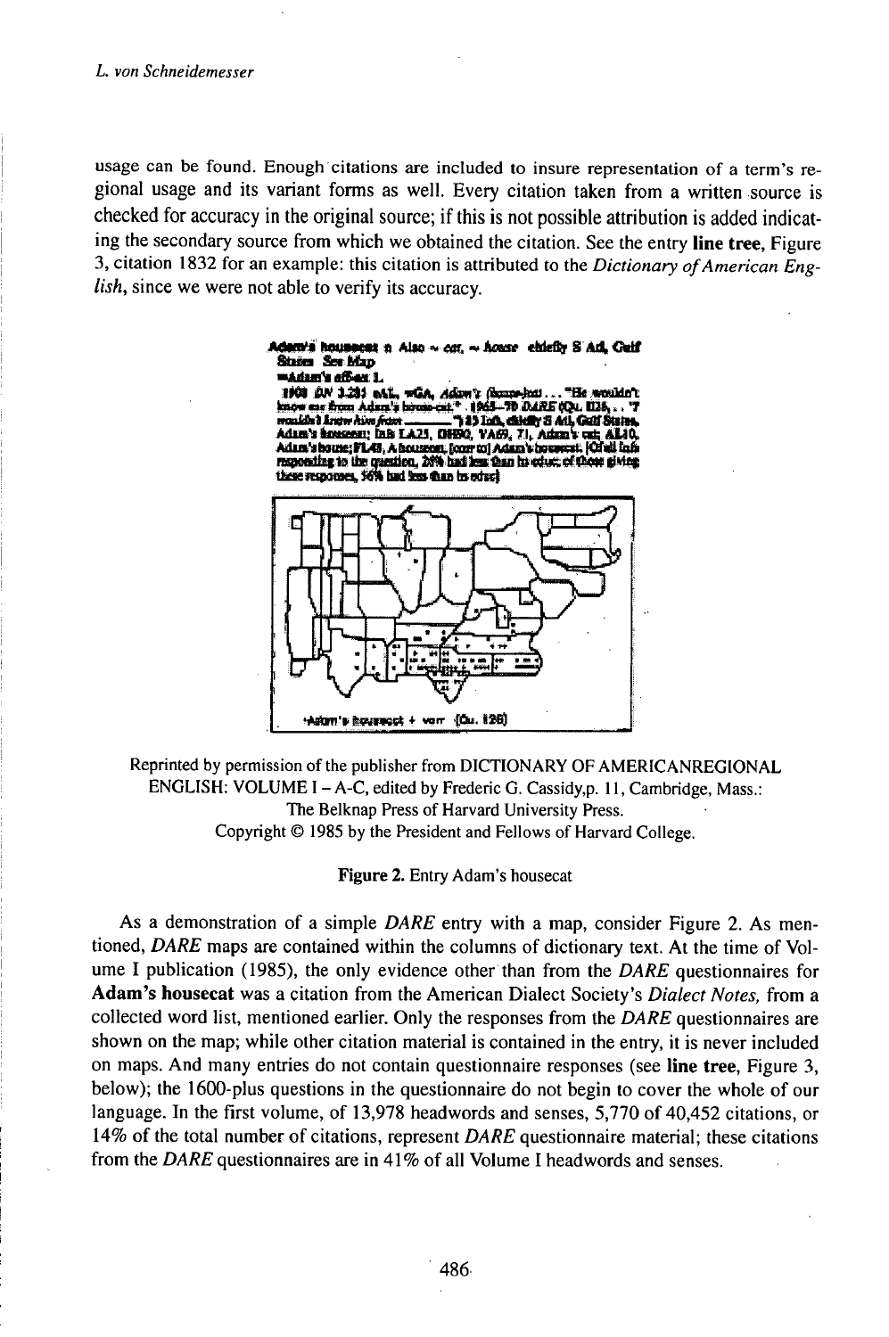usage can be found. Enough citations are included to insure representation of a term's regional usage and its variant forms as well. Every citation taken from a written source is checked for accuracy in the original source; if this is not possible attribution is added indicating the secondary source from which we obtained the citation. See the entry **line tree**, Figure 3, citation 1832 for an example: this citation is attributed to the *Dictionary of American English*, since we were not able to verify its accuracy.

Reprinted by permission of the publisher from DICTIONARY OF AMERICANREGIONAL ENGLISH: VOLUME I – A-C, edited by Frederic G. Cassidy,p. 11, Cambridge, Mass.: The Belknap Press of Harvard University Press.
Copyright © 1985 by the President and Fellows of Harvard College.

**Figure 2.** Entry Adam's housecat

As a demonstration of a simple *DARE* entry with a map, consider Figure 2. As mentioned, *DARE* maps are contained within the columns of dictionary text. At the time of Volume I publication (1985), the only evidence other than from the *DARE* questionnaires for **Adam's housecat** was a citation from the American Dialect Society's *Dialect Notes*, from a collected word list, mentioned earlier. Only the responses from the *DARE* questionnaires are shown on the map; while other citation material is contained in the entry, it is never included on maps. And many entries do not contain questionnaire responses (see **line tree**, Figure 3, below); the 1600-plus questions in the questionnaire do not begin to cover the whole of our language. In the first volume, of 13,978 headwords and senses, 5,770 of 40,452 citations, or 14% of the total number of citations, represent *DARE* questionnaire material; these citations from the *DARE* questionnaires are in 41% of all Volume I headwords and senses.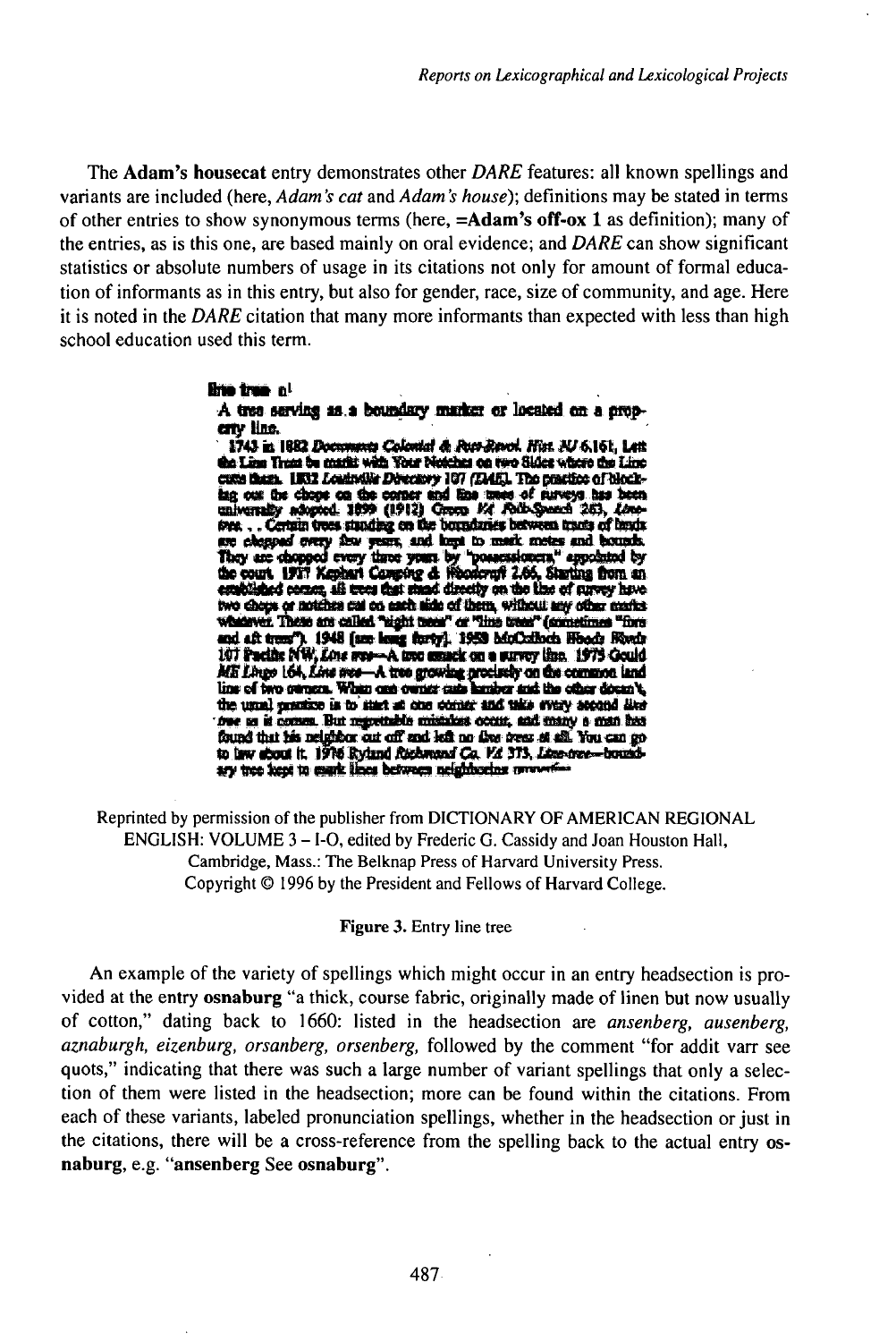The **Adam's housecat** entry demonstrates other *DARE* features: all known spellings and variants are included (here, *Adam's cat* and *Adam's house*); definitions may be stated in terms of other entries to show synonymous terms (here, **=Adam's off-ox 1** as definition); many of the entries, as is this one, are based mainly on oral evidence; and *DARE* can show significant statistics or absolute numbers of usage in its citations not only for amount of formal education of informants as in this entry, but also for gender, race, size of community, and age. Here it is noted in the *DARE* citation that many more informants than expected with less than high school education used this term.

> **line tree** n[1]
>
> A tree serving as a boundary marker or located on a property line.
>
> 1743 in 1882 *Documents Colonial & Post-Revol. Hist. NJ* 6.161, Lett the Line Trees be mark'd with Your Notches on two Sides where the Line cuts them. 1832 *Louisville Directory* 107 (DAE), The practice of blocking out the chops on the corner and line trees of surveys has been universally adopted. 1899 (1912) Green *VA Folk-Speech* 263, *Line-tree.* . . Certain trees standing on the boundaries between tracts of lands are chopped every few years, and kept to mark metes and bounds. They are chopped every three years by "possessioners," appointed by the court. 1917 Kephart *Camping & Woodcraft* 2.66, Starting from an established corner, all trees that stand directly on the line of survey have two chops or notches cut on each side of them, without any other marks whatever. These are called "sight trees" or "line trees" (sometimes "fore and aft trees"). 1948 [see long forty]. 1958 McCulloch *Woods Words* 107 Pacific NW, *Line tree*—A tree smack on a survey line. 1975 Gould *ME Lingo* 164, *Line tree*—A tree growing precisely on the common land line of two owners. When one owner cuts lumber and the other doesn't, the usual practice is to start at one corner and take every second *line tree* as it comes. But regrettable mistakes occur, and many a man has found that his neighbor cut off and left no line trees at all. You can go to law about it. 1976 Ryland *Richmond Co. VA* 373, *Line-tree*—boundary tree kept to mark lines between neighboring prop—

Reprinted by permission of the publisher from DICTIONARY OF AMERICAN REGIONAL ENGLISH: VOLUME 3 – I-O, edited by Frederic G. Cassidy and Joan Houston Hall, Cambridge, Mass.: The Belknap Press of Harvard University Press. Copyright © 1996 by the President and Fellows of Harvard College.

**Figure 3.** Entry line tree

An example of the variety of spellings which might occur in an entry headsection is provided at the entry **osnaburg** "a thick, course fabric, originally made of linen but now usually of cotton," dating back to 1660: listed in the headsection are *ansenberg, ausenberg, aznaburgh, eizenburg, orsanberg, orsenberg,* followed by the comment "for addit varr see quots," indicating that there was such a large number of variant spellings that only a selection of them were listed in the headsection; more can be found within the citations. From each of these variants, labeled pronunciation spellings, whether in the headsection or just in the citations, there will be a cross-reference from the spelling back to the actual entry **osnaburg**, e.g. "**ansenberg** See **osnaburg**".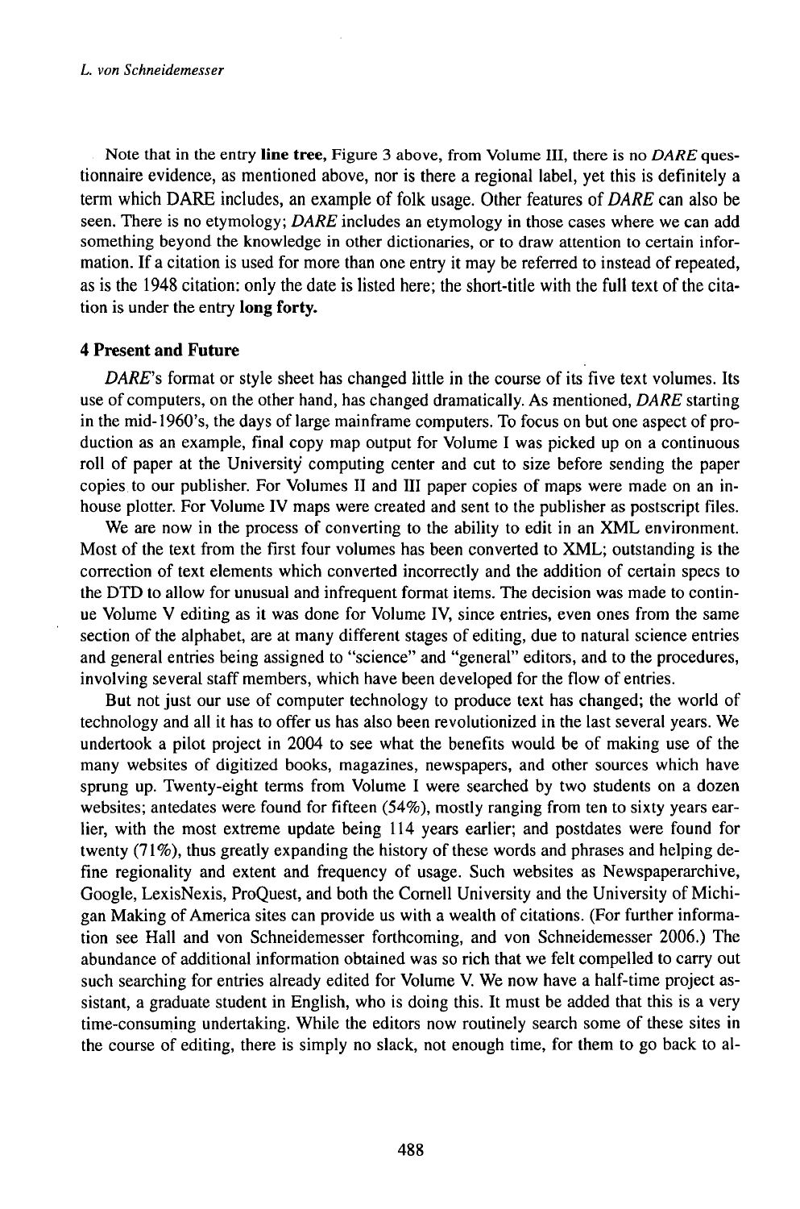Note that in the entry **line tree,** Figure 3 above, from Volume III, there is no *DARE* questionnaire evidence, as mentioned above, nor is there a regional label, yet this is definitely a term which DARE includes, an example of folk usage. Other features of *DARE* can also be seen. There is no etymology; *DARE* includes an etymology in those cases where we can add something beyond the knowledge in other dictionaries, or to draw attention to certain information. If a citation is used for more than one entry it may be referred to instead of repeated, as is the 1948 citation: only the date is listed here; the short-title with the full text of the citation is under the entry **long forty.**

## 4 Present and Future

*DARE*'s format or style sheet has changed little in the course of its five text volumes. Its use of computers, on the other hand, has changed dramatically. As mentioned, *DARE* starting in the mid-1960's, the days of large mainframe computers. To focus on but one aspect of production as an example, final copy map output for Volume I was picked up on a continuous roll of paper at the University computing center and cut to size before sending the paper copies to our publisher. For Volumes II and III paper copies of maps were made on an in-house plotter. For Volume IV maps were created and sent to the publisher as postscript files.

We are now in the process of converting to the ability to edit in an XML environment. Most of the text from the first four volumes has been converted to XML; outstanding is the correction of text elements which converted incorrectly and the addition of certain specs to the DTD to allow for unusual and infrequent format items. The decision was made to continue Volume V editing as it was done for Volume IV, since entries, even ones from the same section of the alphabet, are at many different stages of editing, due to natural science entries and general entries being assigned to "science" and "general" editors, and to the procedures, involving several staff members, which have been developed for the flow of entries.

But not just our use of computer technology to produce text has changed; the world of technology and all it has to offer us has also been revolutionized in the last several years. We undertook a pilot project in 2004 to see what the benefits would be of making use of the many websites of digitized books, magazines, newspapers, and other sources which have sprung up. Twenty-eight terms from Volume I were searched by two students on a dozen websites; antedates were found for fifteen (54%), mostly ranging from ten to sixty years earlier, with the most extreme update being 114 years earlier; and postdates were found for twenty (71%), thus greatly expanding the history of these words and phrases and helping define regionality and extent and frequency of usage. Such websites as Newspaperarchive, Google, LexisNexis, ProQuest, and both the Cornell University and the University of Michigan Making of America sites can provide us with a wealth of citations. (For further information see Hall and von Schneidemesser forthcoming, and von Schneidemesser 2006.) The abundance of additional information obtained was so rich that we felt compelled to carry out such searching for entries already edited for Volume V. We now have a half-time project assistant, a graduate student in English, who is doing this. It must be added that this is a very time-consuming undertaking. While the editors now routinely search some of these sites in the course of editing, there is simply no slack, not enough time, for them to go back to al-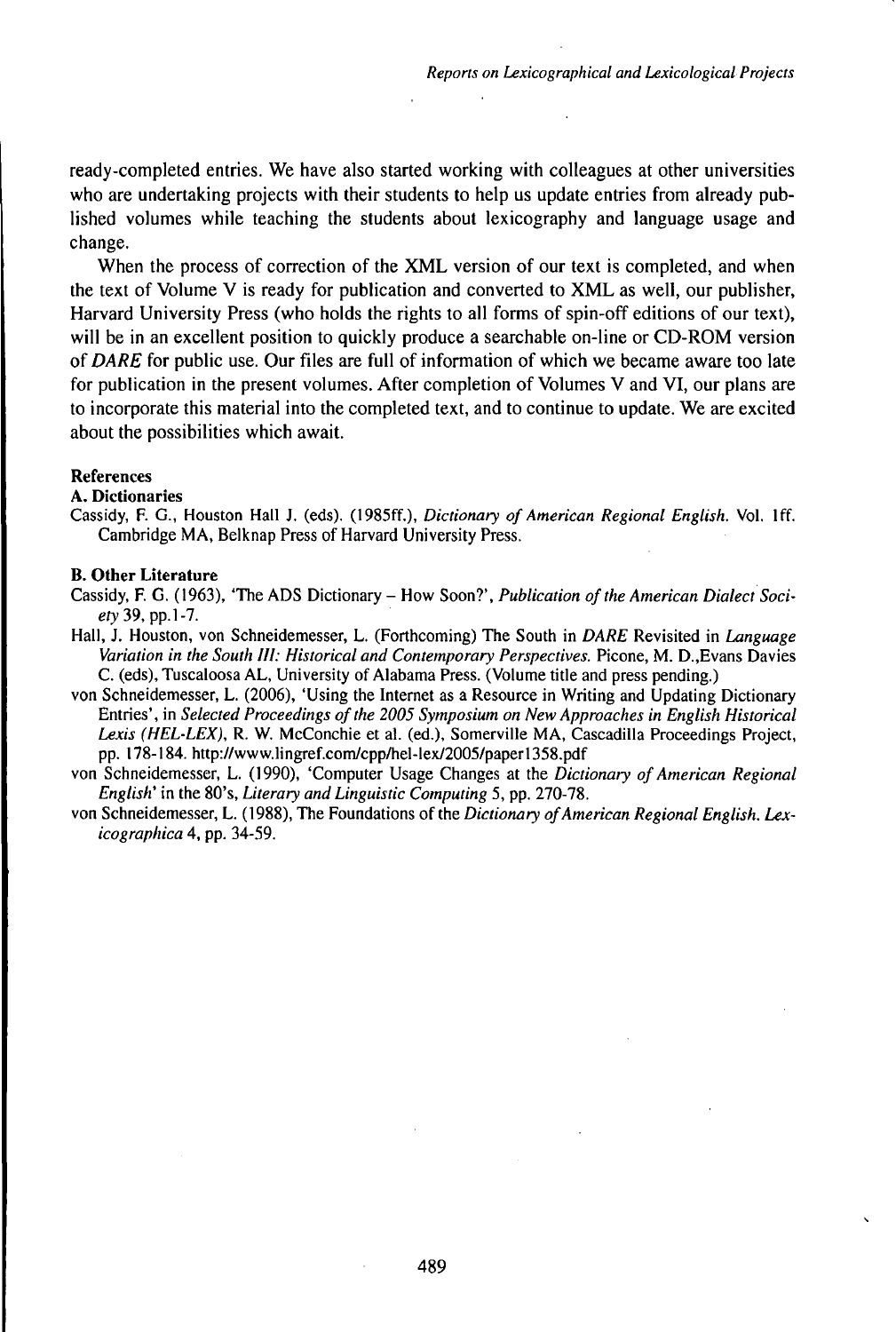ready-completed entries. We have also started working with colleagues at other universities who are undertaking projects with their students to help us update entries from already published volumes while teaching the students about lexicography and language usage and change.

When the process of correction of the XML version of our text is completed, and when the text of Volume V is ready for publication and converted to XML as well, our publisher, Harvard University Press (who holds the rights to all forms of spin-off editions of our text), will be in an excellent position to quickly produce a searchable on-line or CD-ROM version of *DARE* for public use. Our files are full of information of which we became aware too late for publication in the present volumes. After completion of Volumes V and VI, our plans are to incorporate this material into the completed text, and to continue to update. We are excited about the possibilities which await.

**References**

**A. Dictionaries**

Cassidy, F. G., Houston Hall J. (eds). (1985ff.), *Dictionary of American Regional English*. Vol. 1ff. Cambridge MA, Belknap Press of Harvard University Press.

**B. Other Literature**

Cassidy, F. G. (1963), 'The ADS Dictionary – How Soon?', *Publication of the American Dialect Society* 39, pp.1-7.

Hall, J. Houston, von Schneidemesser, L. (Forthcoming) The South in *DARE* Revisited in *Language Variation in the South III: Historical and Contemporary Perspectives*. Picone, M. D.,Evans Davies C. (eds), Tuscaloosa AL, University of Alabama Press. (Volume title and press pending.)

von Schneidemesser, L. (2006), 'Using the Internet as a Resource in Writing and Updating Dictionary Entries', in *Selected Proceedings of the 2005 Symposium on New Approaches in English Historical Lexis (HEL-LEX)*, R. W. McConchie et al. (ed.), Somerville MA, Cascadilla Proceedings Project, pp. 178-184. http://www.lingref.com/cpp/hel-lex/2005/paper1358.pdf

von Schneidemesser, L. (1990), 'Computer Usage Changes at the *Dictionary of American Regional English*' in the 80's, *Literary and Linguistic Computing* 5, pp. 270-78.

von Schneidemesser, L. (1988), The Foundations of the *Dictionary of American Regional English*. *Lexicographica* 4, pp. 34-59.